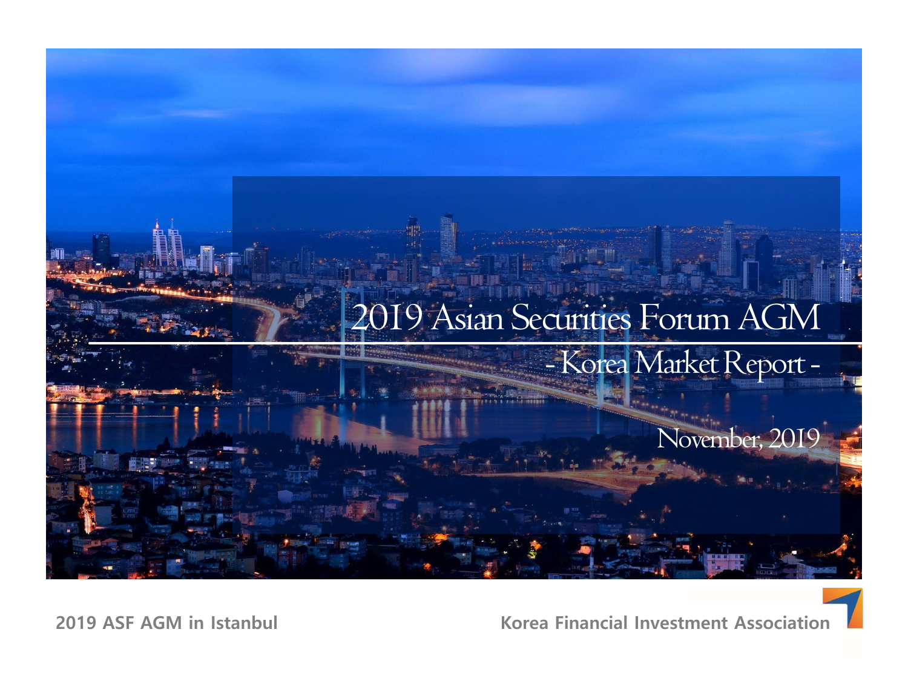# 2019 Asian Securities Forum AGM

## - Korea Market Report -

November, 2019

2019 ASF AGM in Istanbul

Korea Financial Investment Association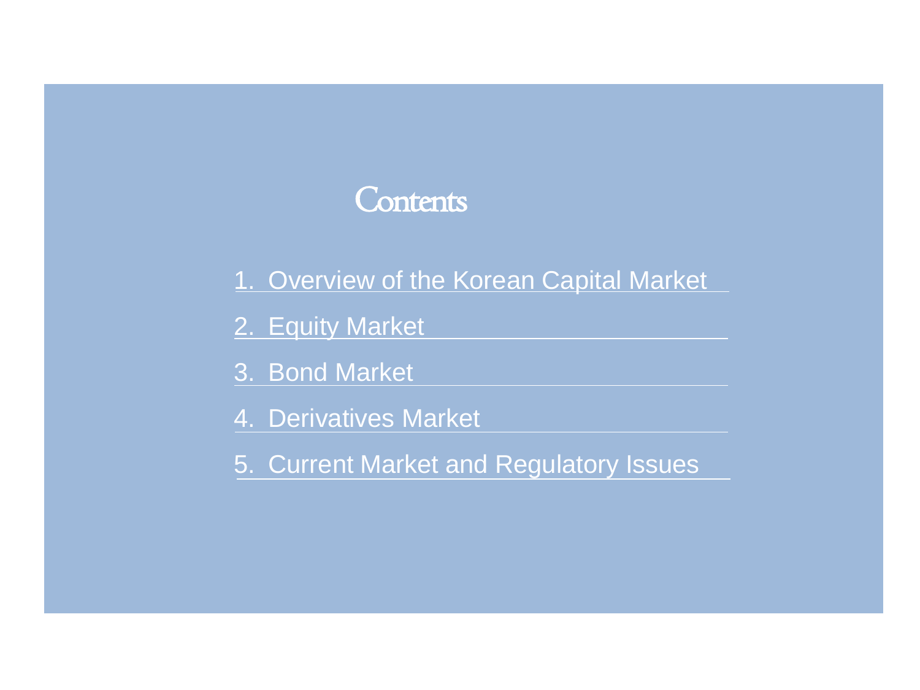# Contents

1. Overview of the Korean Capital Market
2. Equity Market
3. Bond Market
4. Derivatives Market
5. Current Market and Regulatory Issues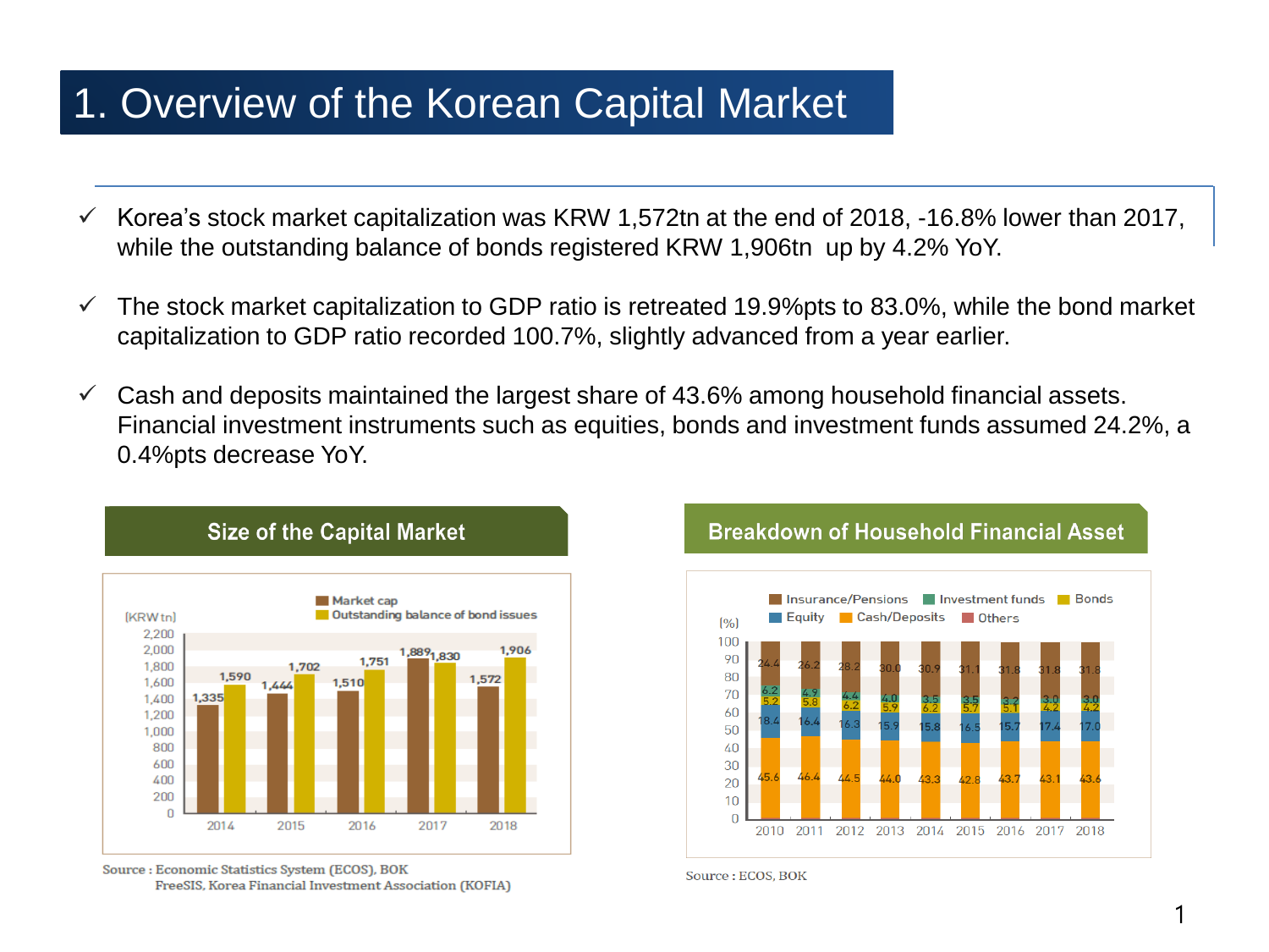# 1. Overview of the Korean Capital Market

- Korea's stock market capitalization was KRW 1,572tn at the end of 2018, -16.8% lower than 2017, while the outstanding balance of bonds registered KRW 1,906tn up by 4.2% YoY.
- The stock market capitalization to GDP ratio is retreated 19.9%pts to 83.0%, while the bond market capitalization to GDP ratio recorded 100.7%, slightly advanced from a year earlier.
- Cash and deposits maintained the largest share of 43.6% among household financial assets. Financial investment instruments such as equities, bonds and investment funds assumed 24.2%, a 0.4%pts decrease YoY.

## Size of the Capital Market

(KRW tn)

| | 2014 | 2015 | 2016 | 2017 | 2018 |
|---|---|---|---|---|---|
| Market cap | 1,335 | 1,444 | 1,510 | 1,889 | 1,572 |
| Outstanding balance of bond issues | 1,590 | 1,702 | 1,751 | 1,830 | 1,906 |

Source : Economic Statistics System (ECOS), BOK
FreeSIS, Korea Financial Investment Association (KOFIA)

## Breakdown of Household Financial Asset

(%)

| | 2010 | 2011 | 2012 | 2013 | 2014 | 2015 | 2016 | 2017 | 2018 |
|---|---|---|---|---|---|---|---|---|---|
| Insurance/Pensions | 24.4 | 26.2 | 28.2 | 30.0 | 30.9 | 31.1 | 31.8 | 31.8 | 31.8 |
| Investment funds | 6.2 | 4.9 | 4.4 | 4.0 | 3.5 | 3.5 | 3.2 | 3.0 | 3.0 |
| Bonds | 5.2 | 5.8 | 6.2 | 5.9 | 6.2 | 5.7 | 5.1 | 4.2 | 4.2 |
| Equity | 18.4 | 16.4 | 16.3 | 15.9 | 15.8 | 16.5 | 15.7 | 17.4 | 17.0 |
| Cash/Deposits | 45.6 | 46.4 | 44.5 | 44.0 | 43.3 | 42.8 | 43.7 | 43.1 | 43.6 |

Source : ECOS, BOK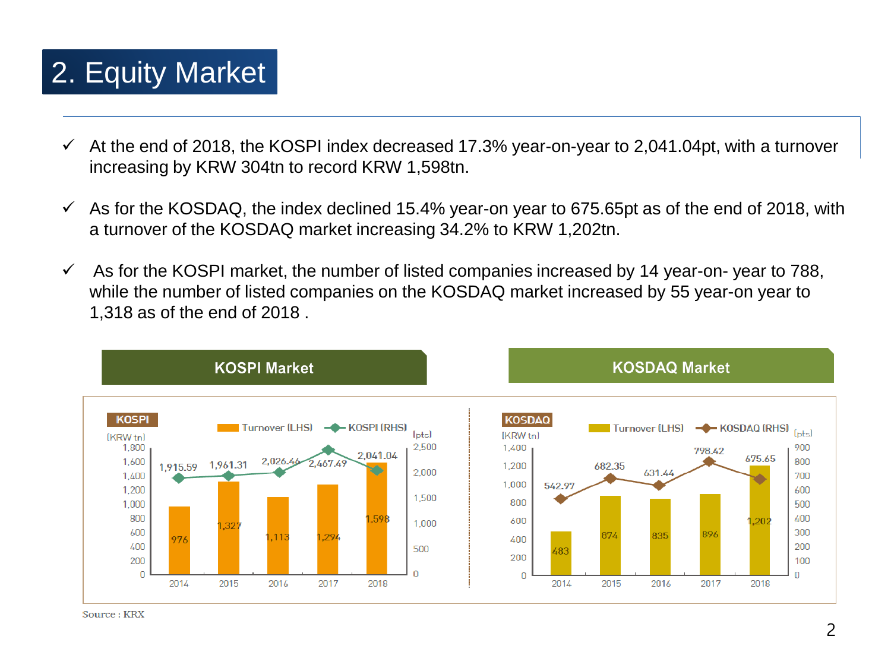# 2. Equity Market

- ✓ At the end of 2018, the KOSPI index decreased 17.3% year-on-year to 2,041.04pt, with a turnover increasing by KRW 304tn to record KRW 1,598tn.
- ✓ As for the KOSDAQ, the index declined 15.4% year-on year to 675.65pt as of the end of 2018, with a turnover of the KOSDAQ market increasing 34.2% to KRW 1,202tn.
- ✓ As for the KOSPI market, the number of listed companies increased by 14 year-on- year to 788, while the number of listed companies on the KOSDAQ market increased by 55 year-on year to 1,318 as of the end of 2018 .

## KOSPI Market

| KOSPI | 2014 | 2015 | 2016 | 2017 | 2018 |
|---|---|---|---|---|---|
| Turnover (LHS) (KRW tn) | 976 | 1,327 | 1,113 | 1,294 | 1,598 |
| KOSPI (RHS) (pts) | 1,915.59 | 1,961.31 | 2,026.46 | 2,467.49 | 2,041.04 |

## KOSDAQ Market

| KOSDAQ | 2014 | 2015 | 2016 | 2017 | 2018 |
|---|---|---|---|---|---|
| Turnover (LHS) (KRW tn) | 483 | 874 | 835 | 896 | 1,202 |
| KOSDAQ (RHS) (pts) | 542.97 | 682.35 | 631.44 | 798.42 | 675.65 |

Source : KRX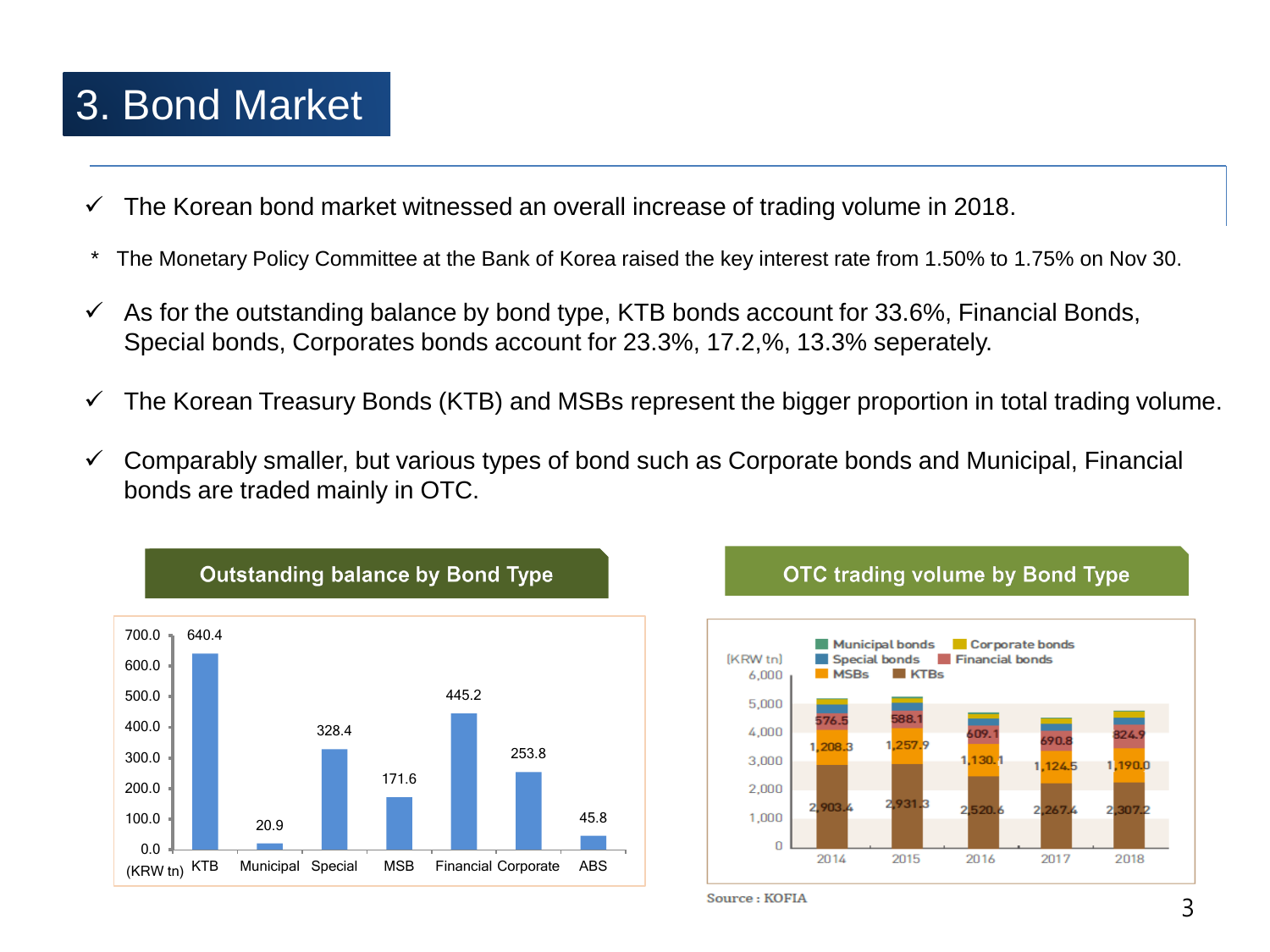# 3. Bond Market

- ✓ The Korean bond market witnessed an overall increase of trading volume in 2018.

\* The Monetary Policy Committee at the Bank of Korea raised the key interest rate from 1.50% to 1.75% on Nov 30.

- ✓ As for the outstanding balance by bond type, KTB bonds account for 33.6%, Financial Bonds, Special bonds, Corporates bonds account for 23.3%, 17.2,%, 13.3% seperately.
- ✓ The Korean Treasury Bonds (KTB) and MSBs represent the bigger proportion in total trading volume.
- ✓ Comparably smaller, but various types of bond such as Corporate bonds and Municipal, Financial bonds are traded mainly in OTC.

## Outstanding balance by Bond Type

(KRW tn)

| KTB | Municipal | Special | MSB | Financial | Corporate | ABS |
|---|---|---|---|---|---|---|
| 640.4 | 20.9 | 328.4 | 171.6 | 445.2 | 253.8 | 45.8 |

## OTC trading volume by Bond Type

(KRW tn)

| | 2014 | 2015 | 2016 | 2017 | 2018 |
|---|---|---|---|---|---|
| KTBs | 2,903.4 | 2,931.3 | 2,520.6 | 2,267.4 | 2,307.2 |
| MSBs | 1,208.3 | 1,257.9 | 1,130.1 | 1,124.5 | 1,190.0 |
| Financial bonds | 576.5 | 588.1 | 609.1 | 690.8 | 824.9 |

Source : KOFIA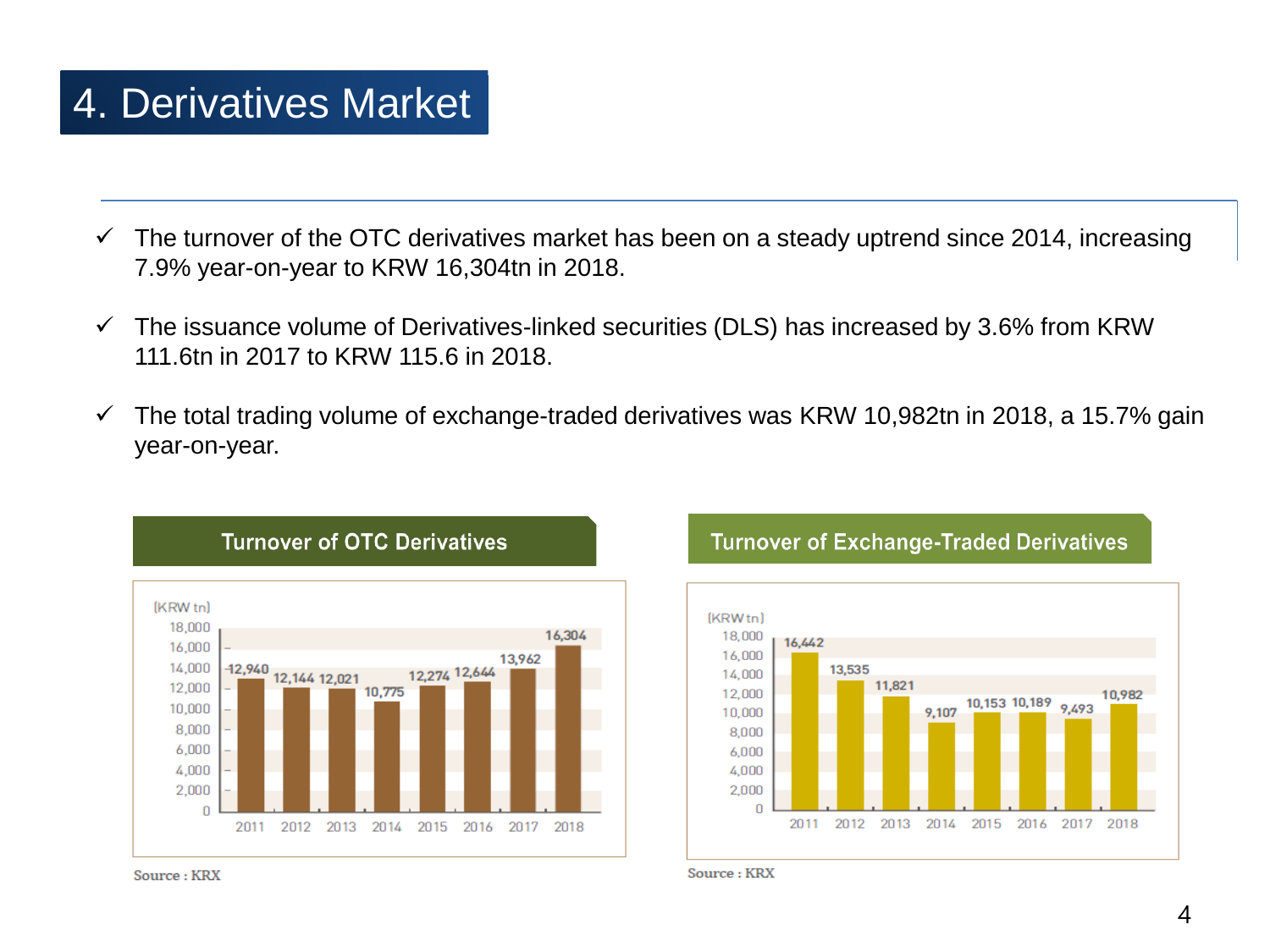# 4. Derivatives Market

- ✓ The turnover of the OTC derivatives market has been on a steady uptrend since 2014, increasing 7.9% year-on-year to KRW 16,304tn in 2018.
- ✓ The issuance volume of Derivatives-linked securities (DLS) has increased by 3.6% from KRW 111.6tn in 2017 to KRW 115.6 in 2018.
- ✓ The total trading volume of exchange-traded derivatives was KRW 10,982tn in 2018, a 15.7% gain year-on-year.

**Turnover of OTC Derivatives**

[KRW tn]

| Year | 2011 | 2012 | 2013 | 2014 | 2015 | 2016 | 2017 | 2018 |
|---|---|---|---|---|---|---|---|---|
| Turnover | 12,940 | 12,144 | 12,021 | 10,775 | 12,274 | 12,644 | 13,962 | 16,304 |

Source : KRX

**Turnover of Exchange-Traded Derivatives**

[KRW tn]

| Year | 2011 | 2012 | 2013 | 2014 | 2015 | 2016 | 2017 | 2018 |
|---|---|---|---|---|---|---|---|---|
| Turnover | 16,442 | 13,535 | 11,821 | 9,107 | 10,153 | 10,189 | 9,493 | 10,982 |

Source : KRX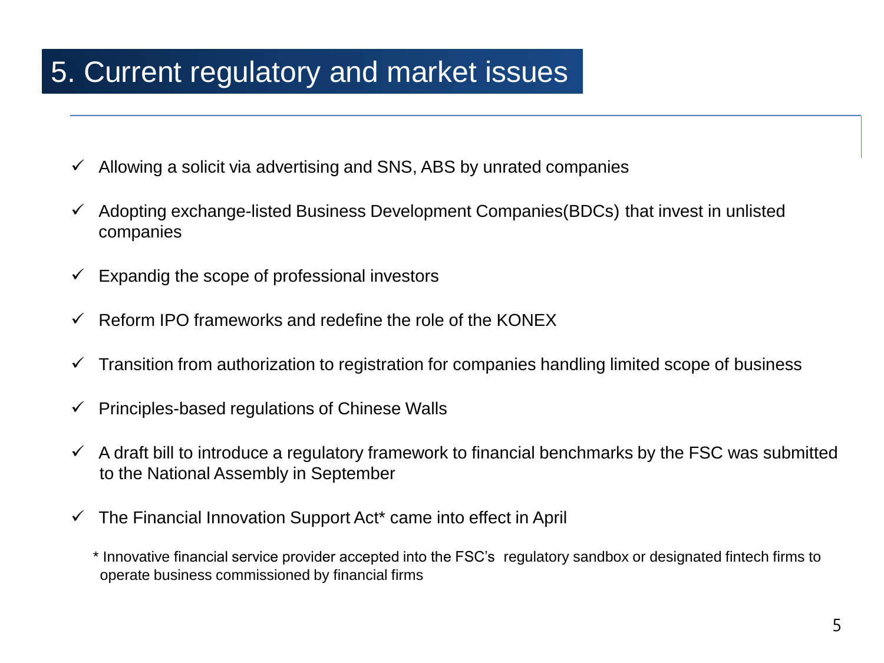# 5. Current regulatory and market issues

- ✓ Allowing a solicit via advertising and SNS, ABS by unrated companies
- ✓ Adopting exchange-listed Business Development Companies(BDCs) that invest in unlisted companies
- ✓ Expandig the scope of professional investors
- ✓ Reform IPO frameworks and redefine the role of the KONEX
- ✓ Transition from authorization to registration for companies handling limited scope of business
- ✓ Principles-based regulations of Chinese Walls
- ✓ A draft bill to introduce a regulatory framework to financial benchmarks by the FSC was submitted to the National Assembly in September
- ✓ The Financial Innovation Support Act* came into effect in April

\* Innovative financial service provider accepted into the FSC's regulatory sandbox or designated fintech firms to operate business commissioned by financial firms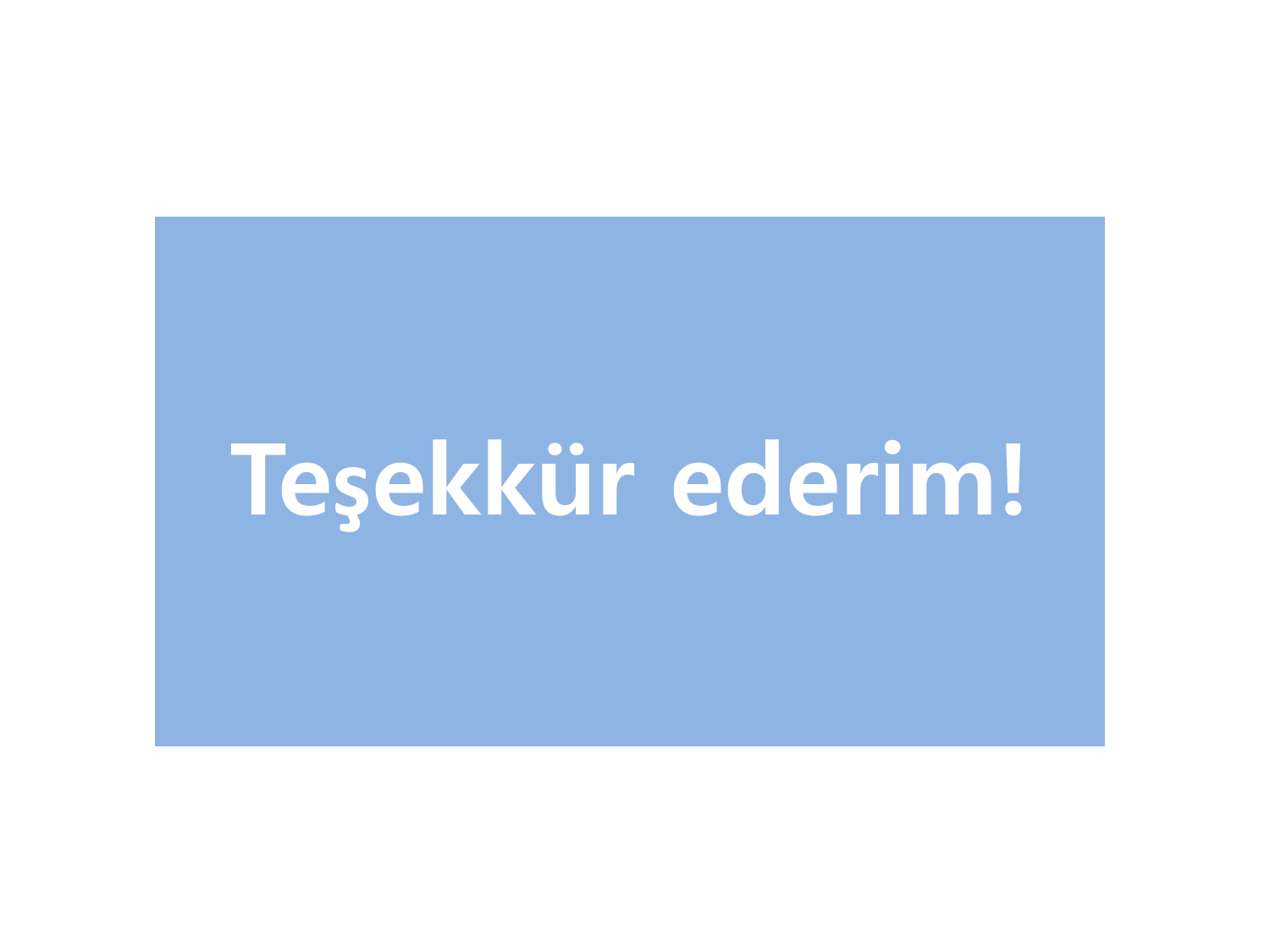**Teşekkür ederim!**